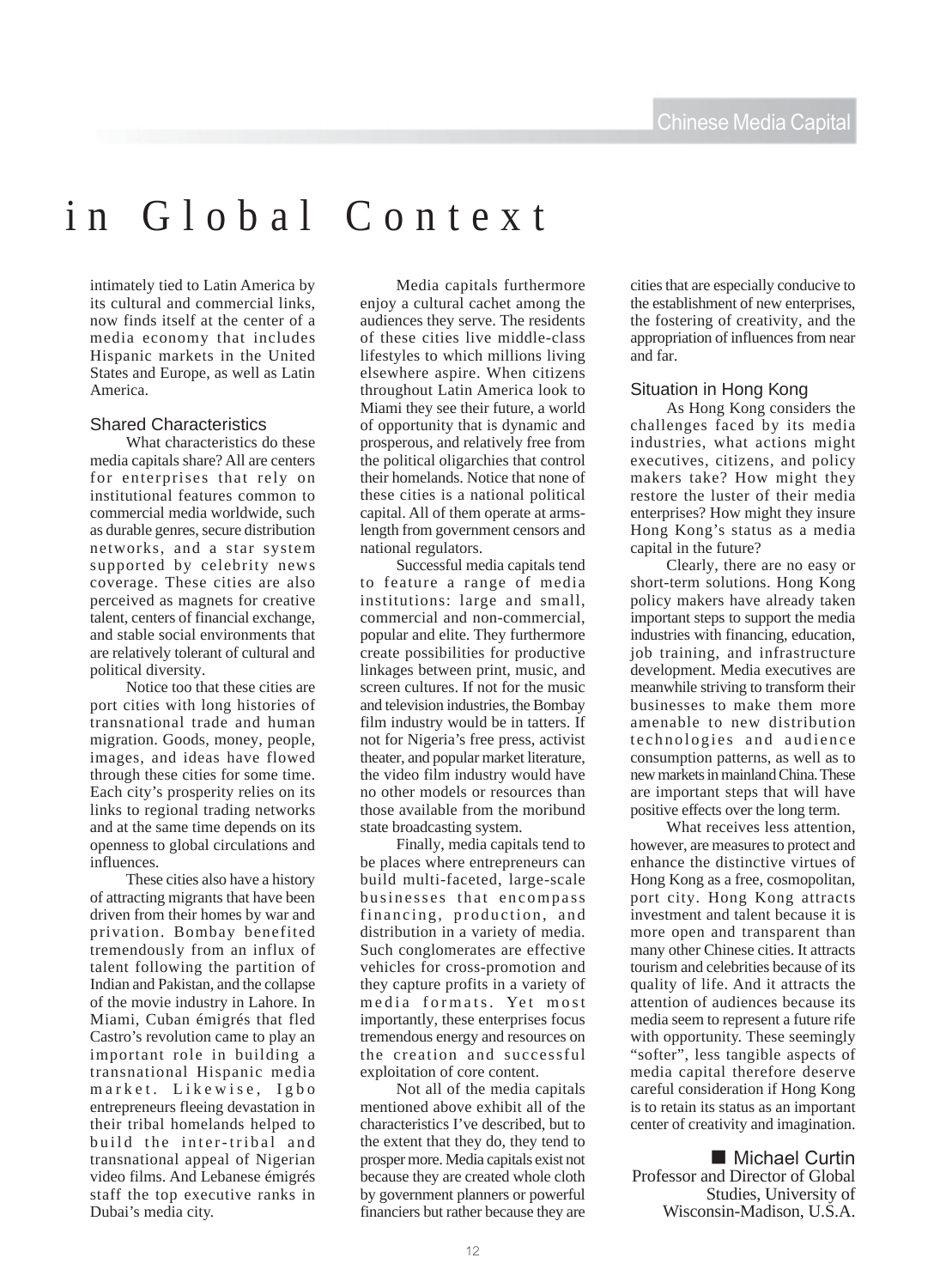# in Global Context

intimately tied to Latin America by its cultural and commercial links, now finds itself at the center of a media economy that includes Hispanic markets in the United States and Europe, as well as Latin America.

## Shared Characteristics

What characteristics do these media capitals share? All are centers for enterprises that rely on institutional features common to commercial media worldwide, such as durable genres, secure distribution networks, and a star system supported by celebrity news coverage. These cities are also perceived as magnets for creative talent, centers of financial exchange, and stable social environments that are relatively tolerant of cultural and political diversity.

Notice too that these cities are port cities with long histories of transnational trade and human migration. Goods, money, people, images, and ideas have flowed through these cities for some time. Each city's prosperity relies on its links to regional trading networks and at the same time depends on its openness to global circulations and influences.

These cities also have a history of attracting migrants that have been driven from their homes by war and privation. Bombay benefited tremendously from an influx of talent following the partition of Indian and Pakistan, and the collapse of the movie industry in Lahore. In Miami, Cuban émigrés that fled Castro's revolution came to play an important role in building a transnational Hispanic media market. Likewise, Igbo entrepreneurs fleeing devastation in their tribal homelands helped to build the inter-tribal and transnational appeal of Nigerian video films. And Lebanese émigrés staff the top executive ranks in Dubai's media city.

Media capitals furthermore enjoy a cultural cachet among the audiences they serve. The residents of these cities live middle-class lifestyles to which millions living elsewhere aspire. When citizens throughout Latin America look to Miami they see their future, a world of opportunity that is dynamic and prosperous, and relatively free from the political oligarchies that control their homelands. Notice that none of these cities is a national political capital. All of them operate at arms-length from government censors and national regulators.

Successful media capitals tend to feature a range of media institutions: large and small, commercial and non-commercial, popular and elite. They furthermore create possibilities for productive linkages between print, music, and screen cultures. If not for the music and television industries, the Bombay film industry would be in tatters. If not for Nigeria's free press, activist theater, and popular market literature, the video film industry would have no other models or resources than those available from the moribund state broadcasting system.

Finally, media capitals tend to be places where entrepreneurs can build multi-faceted, large-scale businesses that encompass financing, production, and distribution in a variety of media. Such conglomerates are effective vehicles for cross-promotion and they capture profits in a variety of media formats. Yet most importantly, these enterprises focus tremendous energy and resources on the creation and successful exploitation of core content.

Not all of the media capitals mentioned above exhibit all of the characteristics I've described, but to the extent that they do, they tend to prosper more. Media capitals exist not because they are created whole cloth by government planners or powerful financiers but rather because they are cities that are especially conducive to the establishment of new enterprises, the fostering of creativity, and the appropriation of influences from near and far.

## Situation in Hong Kong

As Hong Kong considers the challenges faced by its media industries, what actions might executives, citizens, and policy makers take? How might they restore the luster of their media enterprises? How might they insure Hong Kong's status as a media capital in the future?

Clearly, there are no easy or short-term solutions. Hong Kong policy makers have already taken important steps to support the media industries with financing, education, job training, and infrastructure development. Media executives are meanwhile striving to transform their businesses to make them more amenable to new distribution technologies and audience consumption patterns, as well as to new markets in mainland China. These are important steps that will have positive effects over the long term.

What receives less attention, however, are measures to protect and enhance the distinctive virtues of Hong Kong as a free, cosmopolitan, port city. Hong Kong attracts investment and talent because it is more open and transparent than many other Chinese cities. It attracts tourism and celebrities because of its quality of life. And it attracts the attention of audiences because its media seem to represent a future rife with opportunity. These seemingly "softer", less tangible aspects of media capital therefore deserve careful consideration if Hong Kong is to retain its status as an important center of creativity and imagination.

■ Michael Curtin
Professor and Director of Global Studies, University of Wisconsin-Madison, U.S.A.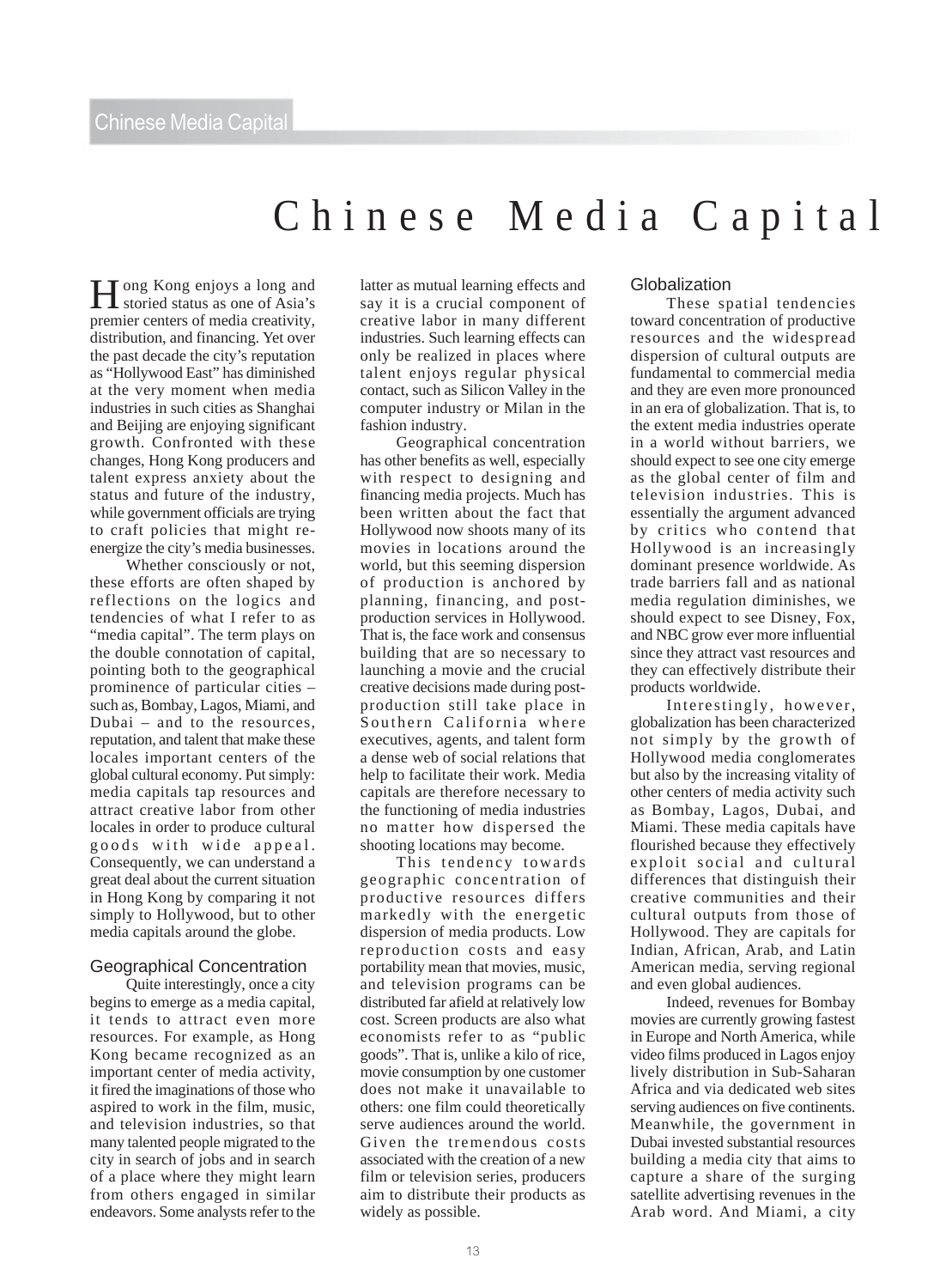# Chinese Media Capital

Hong Kong enjoys a long and storied status as one of Asia's premier centers of media creativity, distribution, and financing. Yet over the past decade the city's reputation as "Hollywood East" has diminished at the very moment when media industries in such cities as Shanghai and Beijing are enjoying significant growth. Confronted with these changes, Hong Kong producers and talent express anxiety about the status and future of the industry, while government officials are trying to craft policies that might re-energize the city's media businesses.

Whether consciously or not, these efforts are often shaped by reflections on the logics and tendencies of what I refer to as "media capital". The term plays on the double connotation of capital, pointing both to the geographical prominence of particular cities – such as, Bombay, Lagos, Miami, and Dubai – and to the resources, reputation, and talent that make these locales important centers of the global cultural economy. Put simply: media capitals tap resources and attract creative labor from other locales in order to produce cultural goods with wide appeal. Consequently, we can understand a great deal about the current situation in Hong Kong by comparing it not simply to Hollywood, but to other media capitals around the globe.

## Geographical Concentration

Quite interestingly, once a city begins to emerge as a media capital, it tends to attract even more resources. For example, as Hong Kong became recognized as an important center of media activity, it fired the imaginations of those who aspired to work in the film, music, and television industries, so that many talented people migrated to the city in search of jobs and in search of a place where they might learn from others engaged in similar endeavors. Some analysts refer to the latter as mutual learning effects and say it is a crucial component of creative labor in many different industries. Such learning effects can only be realized in places where talent enjoys regular physical contact, such as Silicon Valley in the computer industry or Milan in the fashion industry.

Geographical concentration has other benefits as well, especially with respect to designing and financing media projects. Much has been written about the fact that Hollywood now shoots many of its movies in locations around the world, but this seeming dispersion of production is anchored by planning, financing, and post-production services in Hollywood. That is, the face work and consensus building that are so necessary to launching a movie and the crucial creative decisions made during post-production still take place in Southern California where executives, agents, and talent form a dense web of social relations that help to facilitate their work. Media capitals are therefore necessary to the functioning of media industries no matter how dispersed the shooting locations may become.

This tendency towards geographic concentration of productive resources differs markedly with the energetic dispersion of media products. Low reproduction costs and easy portability mean that movies, music, and television programs can be distributed far afield at relatively low cost. Screen products are also what economists refer to as "public goods". That is, unlike a kilo of rice, movie consumption by one customer does not make it unavailable to others: one film could theoretically serve audiences around the world. Given the tremendous costs associated with the creation of a new film or television series, producers aim to distribute their products as widely as possible.

## Globalization

These spatial tendencies toward concentration of productive resources and the widespread dispersion of cultural outputs are fundamental to commercial media and they are even more pronounced in an era of globalization. That is, to the extent media industries operate in a world without barriers, we should expect to see one city emerge as the global center of film and television industries. This is essentially the argument advanced by critics who contend that Hollywood is an increasingly dominant presence worldwide. As trade barriers fall and as national media regulation diminishes, we should expect to see Disney, Fox, and NBC grow ever more influential since they attract vast resources and they can effectively distribute their products worldwide.

Interestingly, however, globalization has been characterized not simply by the growth of Hollywood media conglomerates but also by the increasing vitality of other centers of media activity such as Bombay, Lagos, Dubai, and Miami. These media capitals have flourished because they effectively exploit social and cultural differences that distinguish their creative communities and their cultural outputs from those of Hollywood. They are capitals for Indian, African, Arab, and Latin American media, serving regional and even global audiences.

Indeed, revenues for Bombay movies are currently growing fastest in Europe and North America, while video films produced in Lagos enjoy lively distribution in Sub-Saharan Africa and via dedicated web sites serving audiences on five continents. Meanwhile, the government in Dubai invested substantial resources building a media city that aims to capture a share of the surging satellite advertising revenues in the Arab word. And Miami, a city